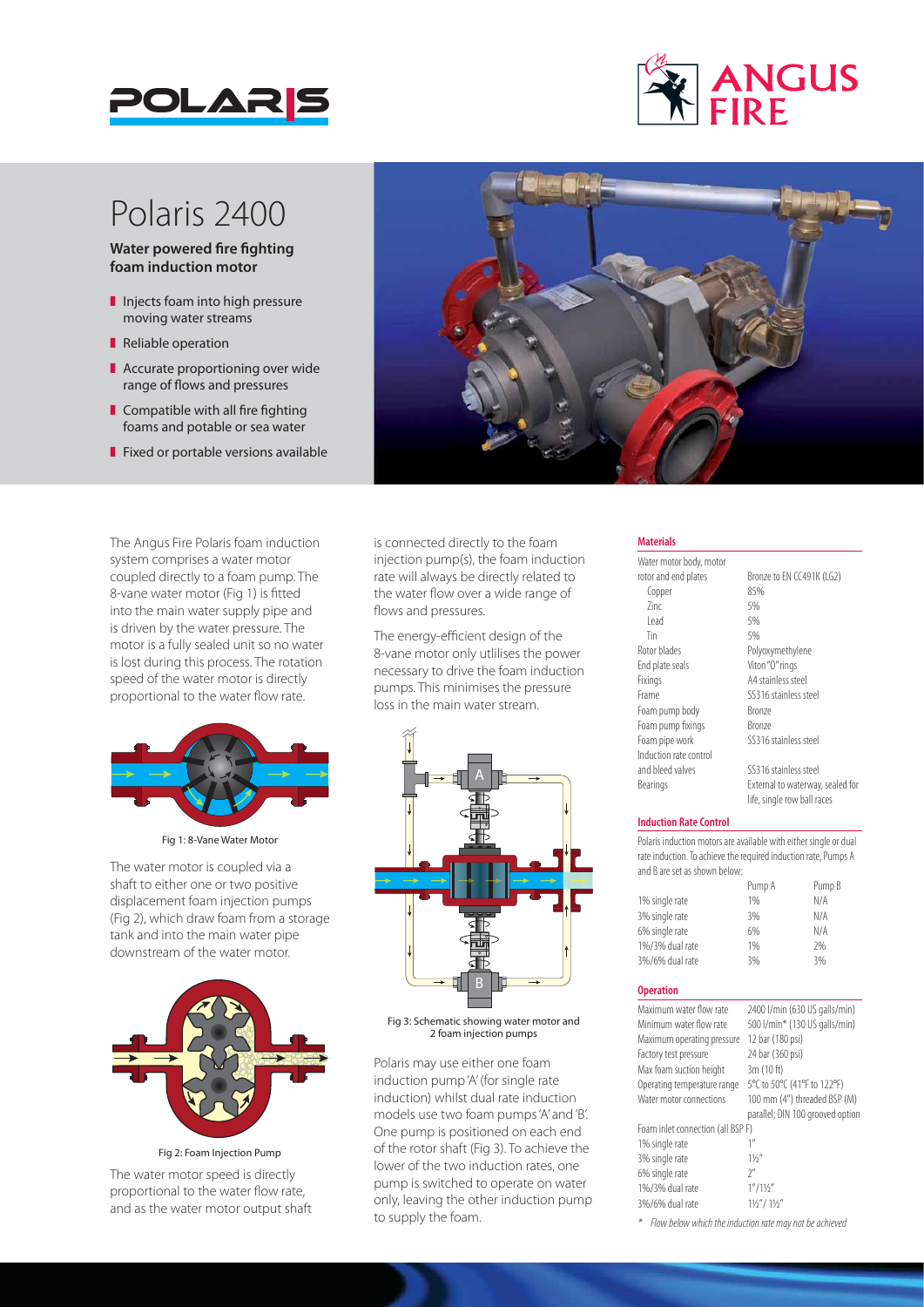# Polaris 2400

**Water powered fire fighting foam induction motor**

- Injects foam into high pressure moving water streams
- Reliable operation
- Accurate proportioning over wide range of flows and pressures
- Compatible with all fire fighting foams and potable or sea water
- Fixed or portable versions available

The Angus Fire Polaris foam induction system comprises a water motor coupled directly to a foam pump. The 8-vane water motor (Fig 1) is fitted into the main water supply pipe and is driven by the water pressure. The motor is a fully sealed unit so no water is lost during this process. The rotation speed of the water motor is directly proportional to the water flow rate.

Fig 1: 8-Vane Water Motor

The water motor is coupled via a shaft to either one or two positive displacement foam injection pumps (Fig 2), which draw foam from a storage tank and into the main water pipe downstream of the water motor.

Fig 2: Foam Injection Pump

The water motor speed is directly proportional to the water flow rate, and as the water motor output shaft is connected directly to the foam injection pump(s), the foam induction rate will always be directly related to the water flow over a wide range of flows and pressures.

The energy-efficient design of the 8-vane motor only utlilises the power necessary to drive the foam induction pumps. This minimises the pressure loss in the main water stream.

Fig 3: Schematic showing water motor and 2 foam injection pumps

Polaris may use either one foam induction pump 'A' (for single rate induction) whilst dual rate induction models use two foam pumps 'A' and 'B'. One pump is positioned on each end of the rotor shaft (Fig 3). To achieve the lower of the two induction rates, one pump is switched to operate on water only, leaving the other induction pump to supply the foam.

## Materials

| | |
|---|---|
| Water motor body, motor rotor and end plates | Bronze to EN CC491K (LG2) |
| Copper | 85% |
| Zinc | 5% |
| Lead | 5% |
| Tin | 5% |
| Rotor blades | Polyoxymethylene |
| End plate seals | Viton "O" rings |
| Fixings | A4 stainless steel |
| Frame | SS316 stainless steel |
| Foam pump body | Bronze |
| Foam pump fixings | Bronze |
| Foam pipe work | SS316 stainless steel |
| Induction rate control and bleed valves | SS316 stainless steel |
| Bearings | External to waterway, sealed for life, single row ball races |

## Induction Rate Control

Polaris induction motors are available with either single or dual rate induction. To achieve the required induction rate, Pumps A and B are set as shown below:

| | Pump A | Pump B |
|---|---|---|
| 1% single rate | 1% | N/A |
| 3% single rate | 3% | N/A |
| 6% single rate | 6% | N/A |
| 1%/3% dual rate | 1% | 2% |
| 3%/6% dual rate | 3% | 3% |

## Operation

| | |
|---|---|
| Maximum water flow rate | 2400 l/min (630 US galls/min) |
| Minimum water flow rate | 500 l/min* (130 US galls/min) |
| Maximum operating pressure | 12 bar (180 psi) |
| Factory test pressure | 24 bar (360 psi) |
| Max foam suction height | 3m (10 ft) |
| Operating temperature range | 5°C to 50°C (41°F to 122°F) |
| Water motor connections | 100 mm (4") threaded BSP (M) parallel; DIN 100 grooved option |
| Foam inlet connection (all BSP F) | |
| 1% single rate | 1" |
| 3% single rate | 1½" |
| 6% single rate | 2" |
| 1%/3% dual rate | 1"/1½" |
| 3%/6% dual rate | 1½" / 1½" |

*\* Flow below which the induction rate may not be achieved*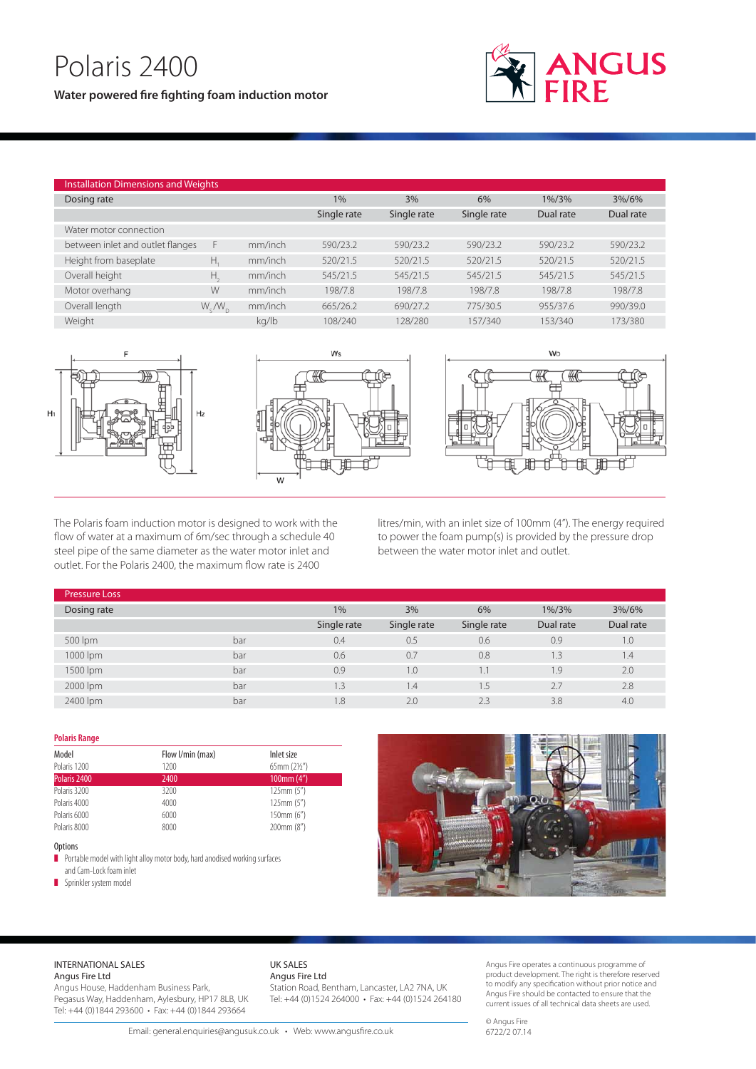# Polaris 2400

**Water powered fire fighting foam induction motor**

| Installation Dimensions and Weights | | | | | | | |
|---|---|---|---|---|---|---|---|
| Dosing rate | | | 1% | 3% | 6% | 1%/3% | 3%/6% |
| | | | Single rate | Single rate | Single rate | Dual rate | Dual rate |
| Water motor connection | | | | | | | |
| between inlet and outlet flanges | F | mm/inch | 590/23.2 | 590/23.2 | 590/23.2 | 590/23.2 | 590/23.2 |
| Height from baseplate | $H_1$ | mm/inch | 520/21.5 | 520/21.5 | 520/21.5 | 520/21.5 | 520/21.5 |
| Overall height | $H_2$ | mm/inch | 545/21.5 | 545/21.5 | 545/21.5 | 545/21.5 | 545/21.5 |
| Motor overhang | W | mm/inch | 198/7.8 | 198/7.8 | 198/7.8 | 198/7.8 | 198/7.8 |
| Overall length | $W_S/W_D$ | mm/inch | 665/26.2 | 690/27.2 | 775/30.5 | 955/37.6 | 990/39.0 |
| Weight | | kg/lb | 108/240 | 128/280 | 157/340 | 153/340 | 173/380 |

F
H1
H2
Ws
W
WD

The Polaris foam induction motor is designed to work with the flow of water at a maximum of 6m/sec through a schedule 40 steel pipe of the same diameter as the water motor inlet and outlet. For the Polaris 2400, the maximum flow rate is 2400 litres/min, with an inlet size of 100mm (4"). The energy required to power the foam pump(s) is provided by the pressure drop between the water motor inlet and outlet.

| Pressure Loss | | | | | | |
|---|---|---|---|---|---|---|
| Dosing rate | | 1% | 3% | 6% | 1%/3% | 3%/6% |
| | | Single rate | Single rate | Single rate | Dual rate | Dual rate |
| 500 lpm | bar | 0.4 | 0.5 | 0.6 | 0.9 | 1.0 |
| 1000 lpm | bar | 0.6 | 0.7 | 0.8 | 1.3 | 1.4 |
| 1500 lpm | bar | 0.9 | 1.0 | 1.1 | 1.9 | 2.0 |
| 2000 lpm | bar | 1.3 | 1.4 | 1.5 | 2.7 | 2.8 |
| 2400 lpm | bar | 1.8 | 2.0 | 2.3 | 3.8 | 4.0 |

**Polaris Range**

| Model | Flow l/min (max) | Inlet size |
|---|---|---|
| Polaris 1200 | 1200 | 65mm (2½") |
| Polaris 2400 | 2400 | 100mm (4") |
| Polaris 3200 | 3200 | 125mm (5") |
| Polaris 4000 | 4000 | 125mm (5") |
| Polaris 6000 | 6000 | 150mm (6") |
| Polaris 8000 | 8000 | 200mm (8") |

**Options**

- Portable model with light alloy motor body, hard anodised working surfaces and Cam-Lock foam inlet
- Sprinkler system model

INTERNATIONAL SALES
Angus Fire Ltd
Angus House, Haddenham Business Park,
Pegasus Way, Haddenham, Aylesbury, HP17 8LB, UK
Tel: +44 (0)1844 293600 • Fax: +44 (0)1844 293664

UK SALES
Angus Fire Ltd
Station Road, Bentham, Lancaster, LA2 7NA, UK
Tel: +44 (0)1524 264000 • Fax: +44 (0)1524 264180

Email: general.enquiries@angusuk.co.uk • Web: www.angusfire.co.uk

Angus Fire operates a continuous programme of product development. The right is therefore reserved to modify any specification without prior notice and Angus Fire should be contacted to ensure that the current issues of all technical data sheets are used.

© Angus Fire
6722/2 07.14